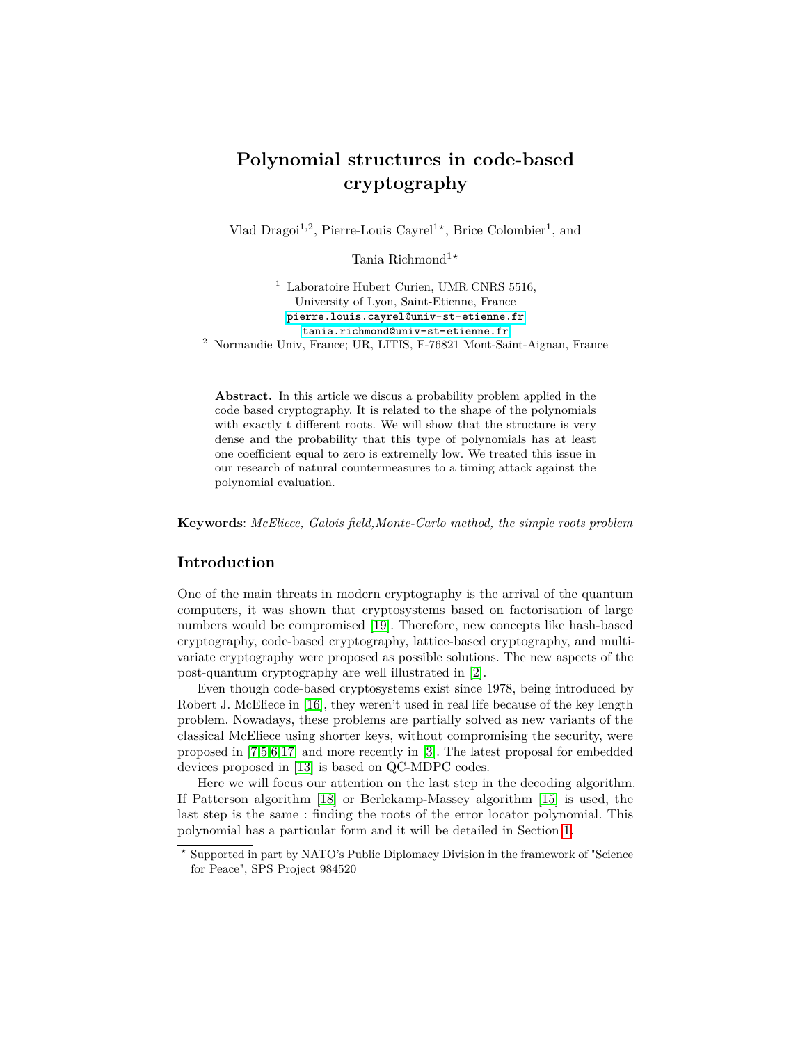# Polynomial structures in code-based cryptography

Vlad Dragoi[1,2], Pierre-Louis Cayrel[1⋆], Brice Colombier[1], and Tania Richmond[1⋆]

[1] Laboratoire Hubert Curien, UMR CNRS 5516, University of Lyon, Saint-Etienne, France
pierre.louis.cayrel@univ-st-etienne.fr
tania.richmond@univ-st-etienne.fr

[2] Normandie Univ, France; UR, LITIS, F-76821 Mont-Saint-Aignan, France

**Abstract.** In this article we discus a probability problem applied in the code based cryptography. It is related to the shape of the polynomials with exactly t different roots. We will show that the structure is very dense and the probability that this type of polynomials has at least one coefficient equal to zero is extremely low. We treated this issue in our research of natural countermeasures to a timing attack against the polynomial evaluation.

**Keywords**: *McEliece, Galois field,Monte-Carlo method, the simple roots problem*

## Introduction

One of the main threats in modern cryptography is the arrival of the quantum computers, it was shown that cryptosystems based on factorisation of large numbers would be compromised [19]. Therefore, new concepts like hash-based cryptography, code-based cryptography, lattice-based cryptography, and multivariate cryptography were proposed as possible solutions. The new aspects of the post-quantum cryptography are well illustrated in [2].

Even though code-based cryptosystems exist since 1978, being introduced by Robert J. McEliece in [16], they weren't used in real life because of the key length problem. Nowadays, these problems are partially solved as new variants of the classical McEliece using shorter keys, without compromising the security, were proposed in [7,5,6,17] and more recently in [3]. The latest proposal for embedded devices proposed in [13] is based on QC-MDPC codes.

Here we will focus our attention on the last step in the decoding algorithm. If Patterson algorithm [18] or Berlekamp-Massey algorithm [15] is used, the last step is the same : finding the roots of the error locator polynomial. This polynomial has a particular form and it will be detailed in Section 1.

⋆ Supported in part by NATO's Public Diplomacy Division in the framework of "Science for Peace", SPS Project 984520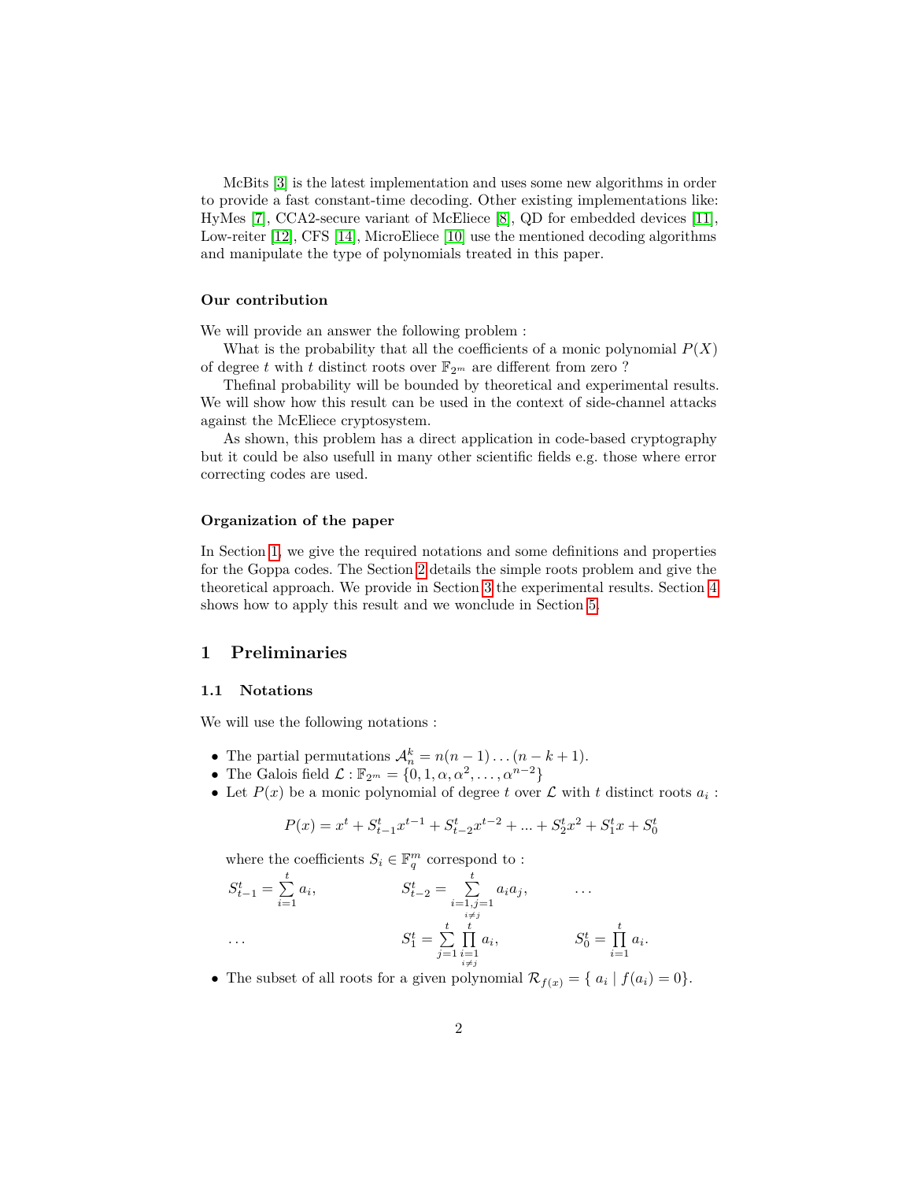McBits [3] is the latest implementation and uses some new algorithms in order to provide a fast constant-time decoding. Other existing implementations like: HyMes [7], CCA2-secure variant of McEliece [8], QD for embedded devices [11], Low-reiter [12], CFS [14], MicroEliece [10] use the mentioned decoding algorithms and manipulate the type of polynomials treated in this paper.

#### Our contribution

We will provide an answer the following problem :

What is the probability that all the coefficients of a monic polynomial $P(X)$ of degree $t$ with $t$ distinct roots over $\mathbb{F}_{2^m}$ are different from zero ?

Thefinal probability will be bounded by theoretical and experimental results. We will show how this result can be used in the context of side-channel attacks against the McEliece cryptosystem.

As shown, this problem has a direct application in code-based cryptography but it could be also usefull in many other scientific fields e.g. those where error correcting codes are used.

#### Organization of the paper

In Section 1, we give the required notations and some definitions and properties for the Goppa codes. The Section 2 details the simple roots problem and give the theoretical approach. We provide in Section 3 the experimental results. Section 4 shows how to apply this result and we wonclude in Section 5.

## 1 Preliminaries

### 1.1 Notations

We will use the following notations :

- The partial permutations $\mathcal{A}_n^k = n(n-1)\dots(n-k+1)$.
- The Galois field $\mathcal{L} : \mathbb{F}_{2^m} = \{0, 1, \alpha, \alpha^2, \dots, \alpha^{n-2}\}$
- Let $P(x)$ be a monic polynomial of degree $t$ over $\mathcal{L}$ with $t$ distinct roots $a_i$ :

  $$P(x) = x^t + S_{t-1}^t x^{t-1} + S_{t-2}^t x^{t-2} + \dots + S_2^t x^2 + S_1^t x + S_0^t$$

  where the coefficients $S_i \in \mathbb{F}_q^m$ correspond to :

  $$S_{t-1}^t = \sum_{i=1}^{t} a_i, \qquad S_{t-2}^t = \sum_{\substack{i=1,j=1 \\ i \neq j}}^{t} a_i a_j, \qquad \dots$$

  $$\dots \qquad S_1^t = \sum_{j=1}^{t} \prod_{\substack{i=1 \\ i \neq j}}^{t} a_i, \qquad S_0^t = \prod_{i=1}^{t} a_i.$$

- The subset of all roots for a given polynomial $\mathcal{R}_{f(x)} = \{\, a_i \mid f(a_i) = 0\}$.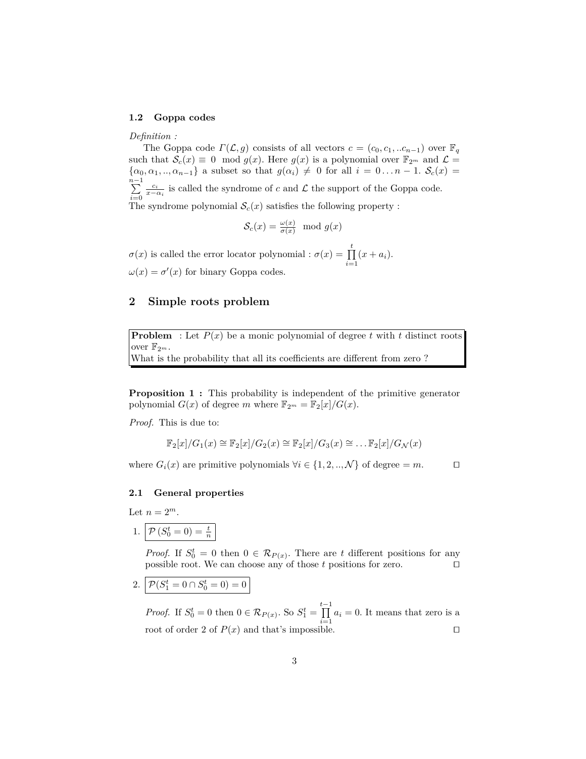### 1.2 Goppa codes

*Definition :*

The Goppa code $\Gamma(\mathcal{L}, g)$ consists of all vectors $c = (c_0, c_1, ..c_{n-1})$ over $\mathbb{F}_q$ such that $\mathcal{S}_c(x) \equiv 0 \mod g(x)$. Here $g(x)$ is a polynomial over $\mathbb{F}_{2^m}$ and $\mathcal{L} = \{\alpha_0, \alpha_1, .., \alpha_{n-1}\}$ a subset so that $g(\alpha_i) \neq 0$ for all $i = 0 \ldots n-1$. $\mathcal{S}_c(x) = \sum_{i=0}^{n-1} \frac{c_i}{x - \alpha_i}$ is called the syndrome of $c$ and $\mathcal{L}$ the support of the Goppa code.
The syndrome polynomial $\mathcal{S}_c(x)$ satisfies the following property :

$$\mathcal{S}_c(x) = \frac{\omega(x)}{\sigma(x)} \mod g(x)$$

$\sigma(x)$ is called the error locator polynomial : $\sigma(x) = \prod_{i=1}^{t} (x + a_i)$.
$\omega(x) = \sigma'(x)$ for binary Goppa codes.

## 2 Simple roots problem

**Problem** : Let $P(x)$ be a monic polynomial of degree $t$ with $t$ distinct roots over $\mathbb{F}_{2^m}$.
What is the probability that all its coefficients are different from zero ?

**Proposition 1 :** This probability is independent of the primitive generator polynomial $G(x)$ of degree $m$ where $\mathbb{F}_{2^m} = \mathbb{F}_2[x]/G(x)$.

*Proof.* This is due to:

$$\mathbb{F}_2[x]/G_1(x) \cong \mathbb{F}_2[x]/G_2(x) \cong \mathbb{F}_2[x]/G_3(x) \cong \ldots \mathbb{F}_2[x]/G_{\mathcal{N}}(x)$$

where $G_i(x)$ are primitive polynomials $\forall i \in \{1, 2, .., \mathcal{N}\}$ of degree $= m$. □

### 2.1 General properties

Let $n = 2^m$.

1. $\mathcal{P}\left(S_0^t = 0\right) = \frac{t}{n}$

   *Proof.* If $S_0^t = 0$ then $0 \in \mathcal{R}_{P(x)}$. There are $t$ different positions for any possible root. We can choose any of those $t$ positions for zero. □

2. $\mathcal{P}(S_1^t = 0 \cap S_0^t = 0) = 0$

   *Proof.* If $S_0^t = 0$ then $0 \in \mathcal{R}_{P(x)}$. So $S_1^t = \prod_{i=1}^{t-1} a_i = 0$. It means that zero is a root of order 2 of $P(x)$ and that's impossible. □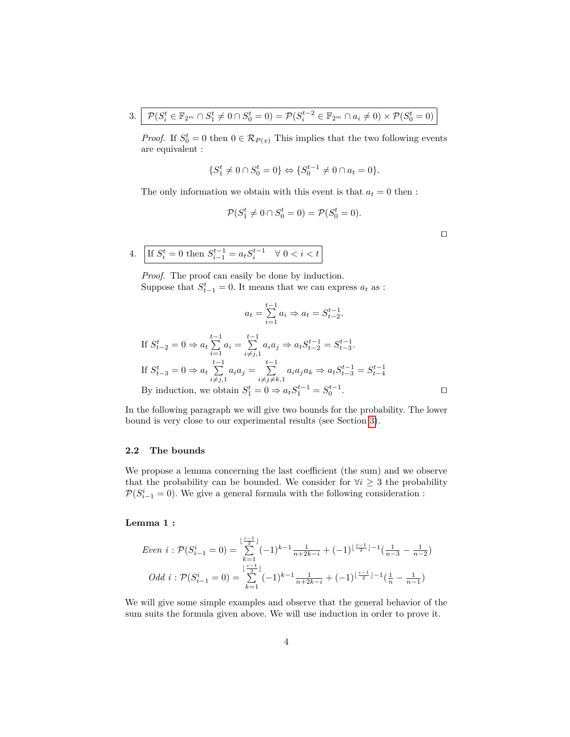3. $\boxed{\mathcal{P}(S_i^t \in \mathbb{F}_{2^m} \cap S_1^t \neq 0 \cap S_0^t = 0) = \mathcal{P}(S_i^{t-2} \in \mathbb{F}_{2^m} \cap a_i \neq 0) \times \mathcal{P}(S_0^t = 0)}$

   *Proof.* If $S_0^t = 0$ then $0 \in \mathcal{R}_{P(x)}$ This implies that the two following events are equivalent :

$$\{S_1^t \neq 0 \cap S_0^t = 0\} \Leftrightarrow \{S_0^{t-1} \neq 0 \cap a_t = 0\}.$$

   The only information we obtain with this event is that $a_t = 0$ then :

$$\mathcal{P}(S_1^t \neq 0 \cap S_0^t = 0) = \mathcal{P}(S_0^t = 0).$$

   □

4. $\boxed{\text{If } S_i^t = 0 \text{ then } S_{i-1}^{t-1} = a_t S_i^{t-1} \quad \forall\, 0 < i < t}$

   *Proof.* The proof can easily be done by induction.
   Suppose that $S_{t-1}^t = 0$. It means that we can express $a_t$ as :

$$a_t = \sum_{i=1}^{t-1} a_i \Rightarrow a_t = S_{t-2}^{t-1}.$$

   If $S_{t-2}^t = 0 \Rightarrow a_t \sum_{i=1}^{t-1} a_i = \sum_{i \neq j,1}^{t-1} a_i a_j \Rightarrow a_t S_{t-2}^{t-1} = S_{t-3}^{t-1}$.
   If $S_{t-3}^t = 0 \Rightarrow a_t \sum_{i \neq j,1}^{t-1} a_i a_j = \sum_{i \neq j \neq k,1}^{t-1} a_i a_j a_k \Rightarrow a_t S_{t-3}^{t-1} = S_{t-4}^{t-1}$
   By induction, we obtain $S_1^t = 0 \Rightarrow a_t S_1^{t-1} = S_0^{t-1}$. □

In the following paragraph we will give two bounds for the probability. The lower bound is very close to our experimental results (see Section 3).

### 2.2 The bounds

We propose a lemma concerning the last coefficient (the sum) and we observe that the probability can be bounded. We consider for $\forall i \geq 3$ the probability $\mathcal{P}(S_{i-1}^i = 0)$. We give a general formula with the following consideration :

**Lemma 1 :**

$$\textit{Even } i : \mathcal{P}(S_{i-1}^i = 0) = \sum_{k=1}^{\lfloor \frac{i-1}{2} \rfloor} (-1)^{k-1} \frac{1}{n+2k-i} + (-1)^{\lfloor \frac{i-1}{2} \rfloor - 1} \left(\frac{1}{n-3} - \frac{1}{n-2}\right)$$

$$\textit{Odd } i : \mathcal{P}(S_{i-1}^i = 0) = \sum_{k=1}^{\lfloor \frac{i-1}{2} \rfloor} (-1)^{k-1} \frac{1}{n+2k-i} + (-1)^{\lfloor \frac{i-1}{2} \rfloor - 1} \left(\frac{1}{n} - \frac{1}{n-1}\right)$$

We will give some simple examples and observe that the general behavior of the sum suits the formula given above. We will use induction in order to prove it.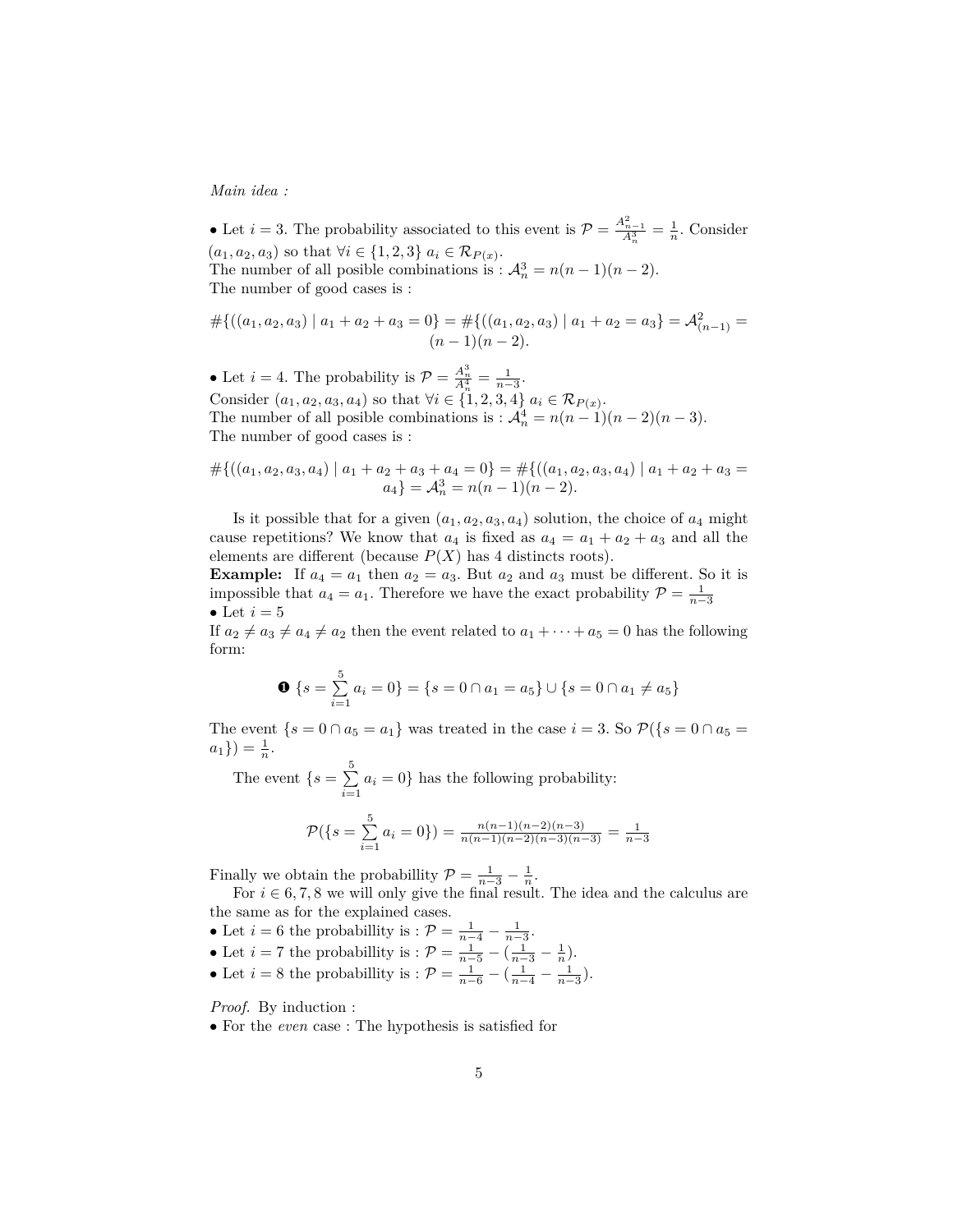*Main idea :*

• Let $i = 3$. The probability associated to this event is $\mathcal{P} = \frac{A^2_{n-1}}{A^3_n} = \frac{1}{n}$. Consider $(a_1, a_2, a_3)$ so that $\forall i \in \{1, 2, 3\}$ $a_i \in \mathcal{R}_{P(x)}$.
The number of all posible combinations is : $\mathcal{A}^3_n = n(n-1)(n-2)$.
The number of good cases is :

$$\#\{((a_1, a_2, a_3) \mid a_1 + a_2 + a_3 = 0\} = \#\{((a_1, a_2, a_3) \mid a_1 + a_2 = a_3\} = \mathcal{A}^2_{(n-1)} = (n-1)(n-2).$$

• Let $i = 4$. The probability is $\mathcal{P} = \frac{A^3_n}{A^4_n} = \frac{1}{n-3}$.
Consider $(a_1, a_2, a_3, a_4)$ so that $\forall i \in \{1, 2, 3, 4\}$ $a_i \in \mathcal{R}_{P(x)}$.
The number of all posible combinations is : $\mathcal{A}^4_n = n(n-1)(n-2)(n-3)$.
The number of good cases is :

$$\#\{((a_1, a_2, a_3, a_4) \mid a_1 + a_2 + a_3 + a_4 = 0\} = \#\{((a_1, a_2, a_3, a_4) \mid a_1 + a_2 + a_3 = a_4\} = \mathcal{A}^3_n = n(n-1)(n-2).$$

Is it possible that for a given $(a_1, a_2, a_3, a_4)$ solution, the choice of $a_4$ might cause repetitions? We know that $a_4$ is fixed as $a_4 = a_1 + a_2 + a_3$ and all the elements are different (because $P(X)$ has 4 distincts roots).
**Example:** If $a_4 = a_1$ then $a_2 = a_3$. But $a_2$ and $a_3$ must be different. So it is impossible that $a_4 = a_1$. Therefore we have the exact probability $\mathcal{P} = \frac{1}{n-3}$
• Let $i = 5$
If $a_2 \neq a_3 \neq a_4 \neq a_2$ then the event related to $a_1 + \cdots + a_5 = 0$ has the following form:

$$❶ \ \{s = \sum_{i=1}^{5} a_i = 0\} = \{s = 0 \cap a_1 = a_5\} \cup \{s = 0 \cap a_1 \neq a_5\}$$

The event $\{s = 0 \cap a_5 = a_1\}$ was treated in the case $i = 3$. So $\mathcal{P}(\{s = 0 \cap a_5 = a_1\}) = \frac{1}{n}$.

The event $\{s = \sum_{i=1}^{5} a_i = 0\}$ has the following probability:

$$\mathcal{P}(\{s = \sum_{i=1}^{5} a_i = 0\}) = \frac{n(n-1)(n-2)(n-3)}{n(n-1)(n-2)(n-3)(n-3)} = \frac{1}{n-3}$$

Finally we obtain the probabillity $\mathcal{P} = \frac{1}{n-3} - \frac{1}{n}$.

For $i \in 6, 7, 8$ we will only give the final result. The idea and the calculus are the same as for the explained cases.
• Let $i = 6$ the probabillity is : $\mathcal{P} = \frac{1}{n-4} - \frac{1}{n-3}$.
• Let $i = 7$ the probabillity is : $\mathcal{P} = \frac{1}{n-5} - (\frac{1}{n-3} - \frac{1}{n})$.
• Let $i = 8$ the probabillity is : $\mathcal{P} = \frac{1}{n-6} - (\frac{1}{n-4} - \frac{1}{n-3})$.

*Proof.* By induction :
• For the *even* case : The hypothesis is satisfied for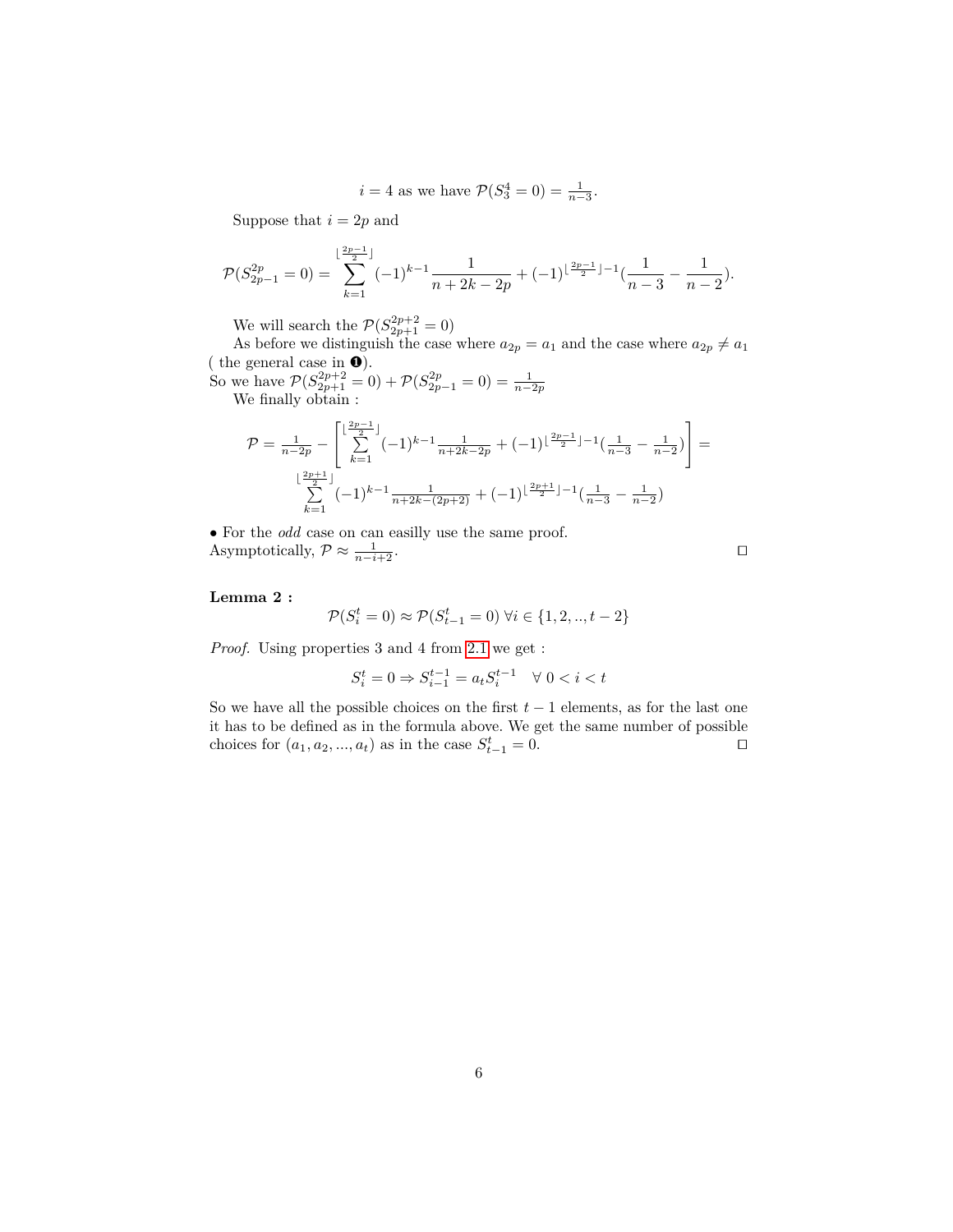$i = 4$ as we have $\mathcal{P}(S_3^4 = 0) = \frac{1}{n-3}$.

Suppose that $i = 2p$ and

$$\mathcal{P}(S_{2p-1}^{2p} = 0) = \sum_{k=1}^{\lfloor \frac{2p-1}{2} \rfloor} (-1)^{k-1} \frac{1}{n+2k-2p} + (-1)^{\lfloor \frac{2p-1}{2} \rfloor - 1}(\frac{1}{n-3} - \frac{1}{n-2}).$$

We will search the $\mathcal{P}(S_{2p+1}^{2p+2} = 0)$

As before we distinguish the case where $a_{2p} = a_1$ and the case where $a_{2p} \neq a_1$ ( the general case in ❶).

So we have $\mathcal{P}(S_{2p+1}^{2p+2} = 0) + \mathcal{P}(S_{2p-1}^{2p} = 0) = \frac{1}{n-2p}$

We finally obtain :

$$\mathcal{P} = \frac{1}{n-2p} - \left[ \sum_{k=1}^{\lfloor \frac{2p-1}{2} \rfloor} (-1)^{k-1} \frac{1}{n+2k-2p} + (-1)^{\lfloor \frac{2p-1}{2} \rfloor - 1}(\frac{1}{n-3} - \frac{1}{n-2}) \right] = \sum_{k=1}^{\lfloor \frac{2p+1}{2} \rfloor} (-1)^{k-1} \frac{1}{n+2k-(2p+2)} + (-1)^{\lfloor \frac{2p+1}{2} \rfloor - 1}(\frac{1}{n-3} - \frac{1}{n-2})$$

• For the *odd* case on can easilly use the same proof.

Asymptotically, $\mathcal{P} \approx \frac{1}{n-i+2}$. ☐

**Lemma 2 :**

$$\mathcal{P}(S_i^t = 0) \approx \mathcal{P}(S_{t-1}^t = 0) \; \forall i \in \{1, 2, .., t-2\}$$

*Proof.* Using properties 3 and 4 from 2.1 we get :

$$S_i^t = 0 \Rightarrow S_{i-1}^{t-1} = a_t S_i^{t-1} \quad \forall \; 0 < i < t$$

So we have all the possible choices on the first $t-1$ elements, as for the last one it has to be defined as in the formula above. We get the same number of possible choices for $(a_1, a_2, ..., a_t)$ as in the case $S_{t-1}^t = 0$. ☐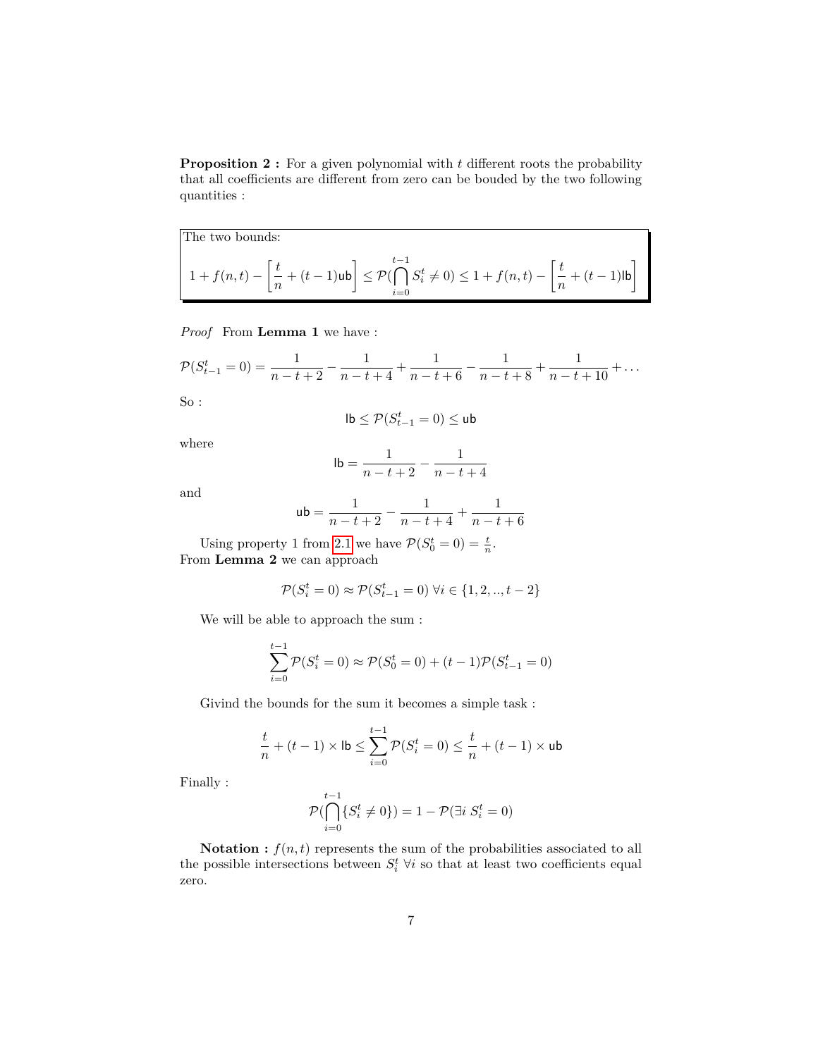**Proposition 2 :** For a given polynomial with $t$ different roots the probability that all coefficients are different from zero can be bouded by the two following quantities :

The two bounds:

$$1 + f(n,t) - \left[\frac{t}{n} + (t-1)\mathsf{ub}\right] \leq \mathcal{P}(\bigcap_{i=0}^{t-1} S_i^t \neq 0) \leq 1 + f(n,t) - \left[\frac{t}{n} + (t-1)\mathsf{lb}\right]$$

*Proof* From **Lemma 1** we have :

$$\mathcal{P}(S_{t-1}^t = 0) = \frac{1}{n-t+2} - \frac{1}{n-t+4} + \frac{1}{n-t+6} - \frac{1}{n-t+8} + \frac{1}{n-t+10} + \dots$$

So :

$$\mathsf{lb} \leq \mathcal{P}(S_{t-1}^t = 0) \leq \mathsf{ub}$$

where

$$\mathsf{lb} = \frac{1}{n-t+2} - \frac{1}{n-t+4}$$

and

$$\mathsf{ub} = \frac{1}{n-t+2} - \frac{1}{n-t+4} + \frac{1}{n-t+6}$$

Using property 1 from 2.1 we have $\mathcal{P}(S_0^t = 0) = \frac{t}{n}$.
From **Lemma 2** we can approach

$$\mathcal{P}(S_i^t = 0) \approx \mathcal{P}(S_{t-1}^t = 0) \ \forall i \in \{1, 2, .., t-2\}$$

We will be able to approach the sum :

$$\sum_{i=0}^{t-1} \mathcal{P}(S_i^t = 0) \approx \mathcal{P}(S_0^t = 0) + (t-1)\mathcal{P}(S_{t-1}^t = 0)$$

Givind the bounds for the sum it becomes a simple task :

$$\frac{t}{n} + (t-1) \times \mathsf{lb} \leq \sum_{i=0}^{t-1} \mathcal{P}(S_i^t = 0) \leq \frac{t}{n} + (t-1) \times \mathsf{ub}$$

Finally :

$$\mathcal{P}(\bigcap_{i=0}^{t-1} \{S_i^t \neq 0\}) = 1 - \mathcal{P}(\exists i \ S_i^t = 0)$$

**Notation :** $f(n,t)$ represents the sum of the probabilities associated to all the possible intersections between $S_i^t \ \forall i$ so that at least two coefficients equal zero.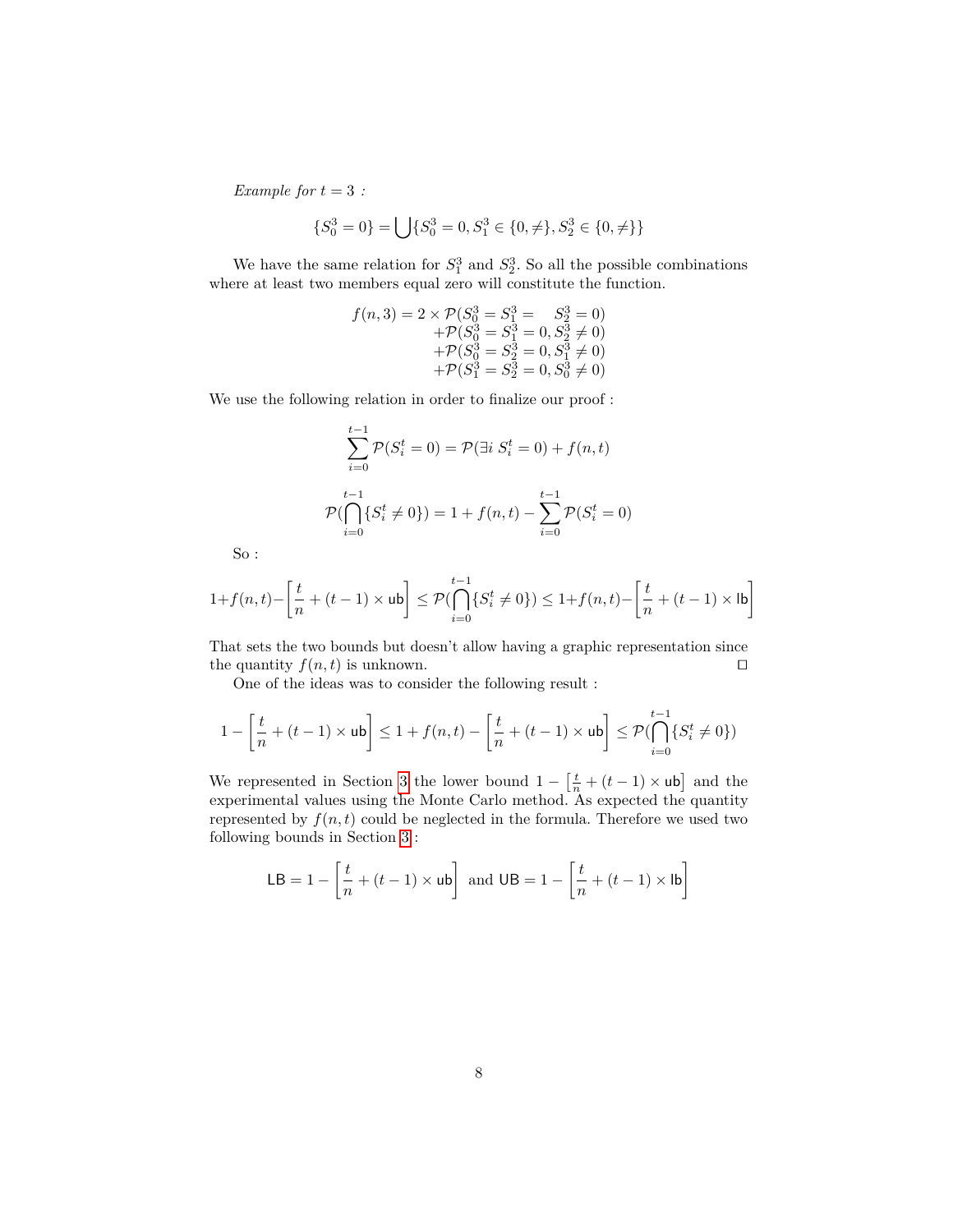*Example for $t = 3$ :*

$$\{S_0^3 = 0\} = \bigcup \{S_0^3 = 0, S_1^3 \in \{0, \neq\}, S_2^3 \in \{0, \neq\}\}$$

We have the same relation for $S_1^3$ and $S_2^3$. So all the possible combinations where at least two members equal zero will constitute the function.

$$\begin{aligned} f(n,3) = 2 \times \mathcal{P}(S_0^3 = S_1^3 = \quad S_2^3 = 0) \\ +\mathcal{P}(S_0^3 = S_1^3 = 0, S_2^3 \neq 0) \\ +\mathcal{P}(S_0^3 = S_2^3 = 0, S_1^3 \neq 0) \\ +\mathcal{P}(S_1^3 = S_2^3 = 0, S_0^3 \neq 0) \end{aligned}$$

We use the following relation in order to finalize our proof :

$$\sum_{i=0}^{t-1} \mathcal{P}(S_i^t = 0) = \mathcal{P}(\exists i \; S_i^t = 0) + f(n,t)$$

$$\mathcal{P}(\bigcap_{i=0}^{t-1} \{S_i^t \neq 0\}) = 1 + f(n,t) - \sum_{i=0}^{t-1} \mathcal{P}(S_i^t = 0)$$

So :

$$1 + f(n,t) - \left[\frac{t}{n} + (t-1) \times \mathsf{ub}\right] \leq \mathcal{P}(\bigcap_{i=0}^{t-1} \{S_i^t \neq 0\}) \leq 1 + f(n,t) - \left[\frac{t}{n} + (t-1) \times \mathsf{lb}\right]$$

That sets the two bounds but doesn't allow having a graphic representation since the quantity $f(n,t)$ is unknown. ☐

One of the ideas was to consider the following result :

$$1 - \left[\frac{t}{n} + (t-1) \times \mathsf{ub}\right] \leq 1 + f(n,t) - \left[\frac{t}{n} + (t-1) \times \mathsf{ub}\right] \leq \mathcal{P}(\bigcap_{i=0}^{t-1} \{S_i^t \neq 0\})$$

We represented in Section 3 the lower bound $1 - \left[\frac{t}{n} + (t-1) \times \mathsf{ub}\right]$ and the experimental values using the Monte Carlo method. As expected the quantity represented by $f(n,t)$ could be neglected in the formula. Therefore we used two following bounds in Section 3 :

$$\mathsf{LB} = 1 - \left[\frac{t}{n} + (t-1) \times \mathsf{ub}\right] \text{ and } \mathsf{UB} = 1 - \left[\frac{t}{n} + (t-1) \times \mathsf{lb}\right]$$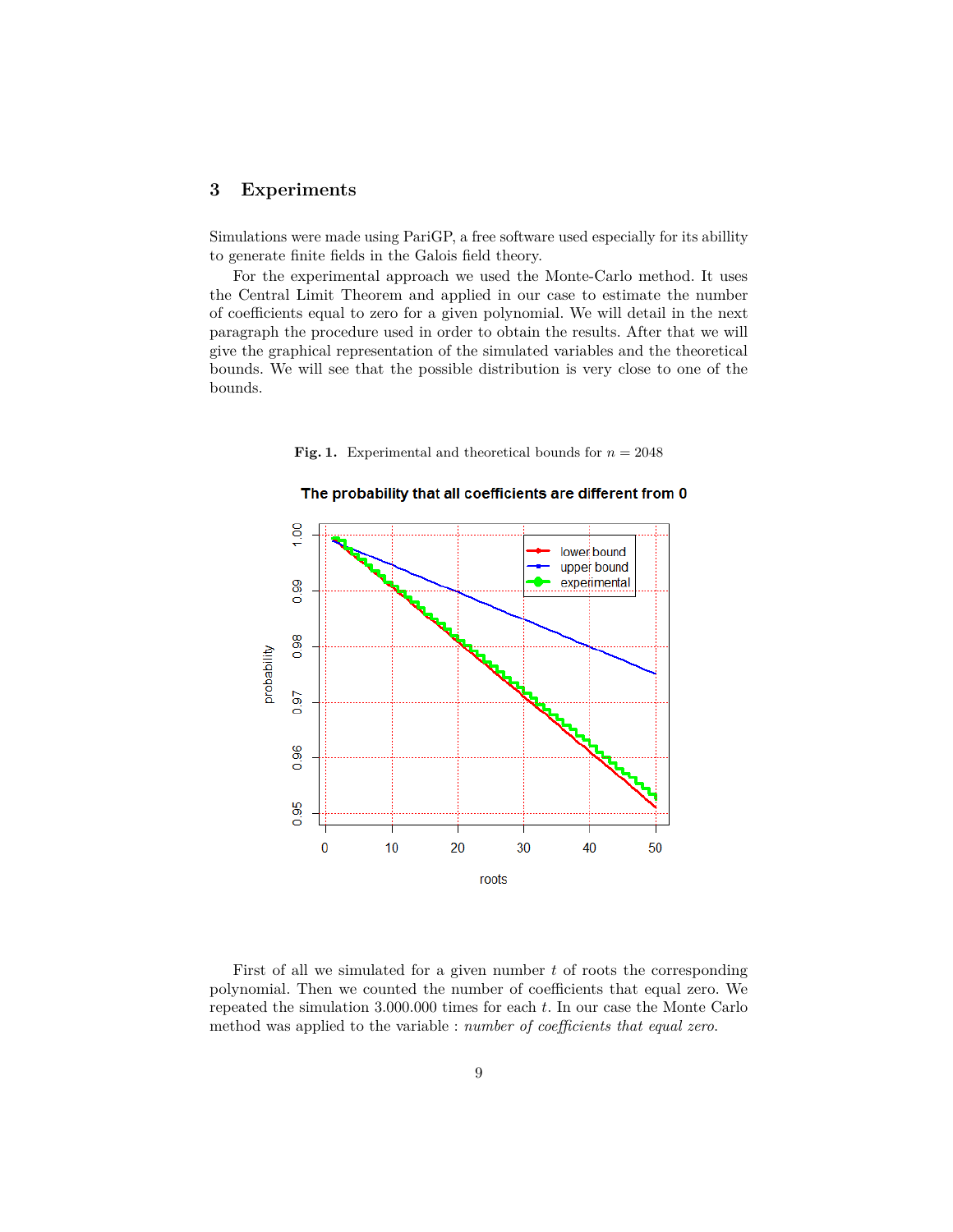## 3 Experiments

Simulations were made using PariGP, a free software used especially for its abillity to generate finite fields in the Galois field theory.

For the experimental approach we used the Monte-Carlo method. It uses the Central Limit Theorem and applied in our case to estimate the number of coefficients equal to zero for a given polynomial. We will detail in the next paragraph the procedure used in order to obtain the results. After that we will give the graphical representation of the simulated variables and the theoretical bounds. We will see that the possible distribution is very close to one of the bounds.

**Fig. 1.** Experimental and theoretical bounds for $n = 2048$

First of all we simulated for a given number $t$ of roots the corresponding polynomial. Then we counted the number of coefficients that equal zero. We repeated the simulation 3.000.000 times for each $t$. In our case the Monte Carlo method was applied to the variable : *number of coefficients that equal zero.*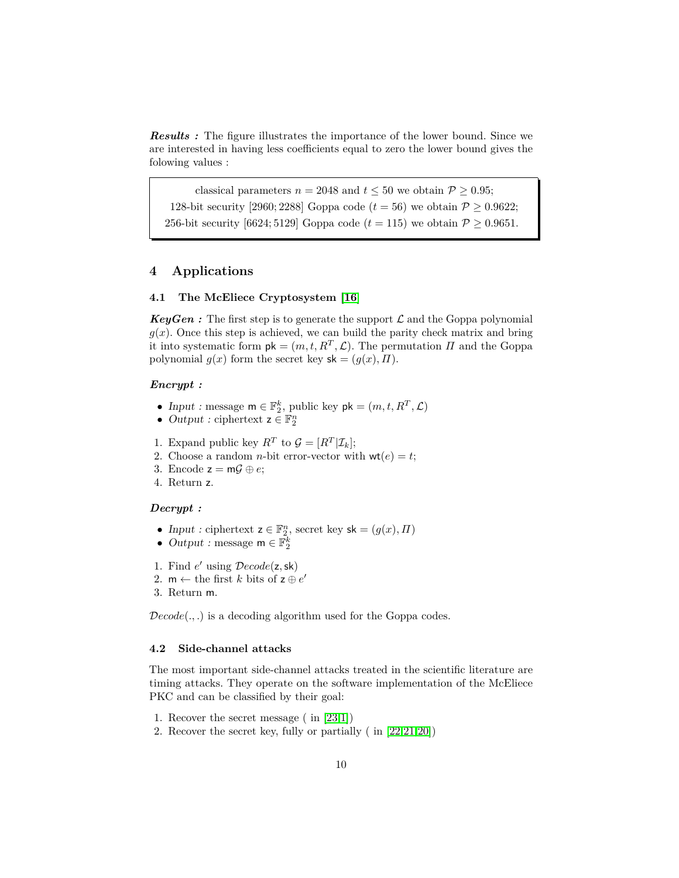***Results :*** The figure illustrates the importance of the lower bound. Since we are interested in having less coefficients equal to zero the lower bound gives the folowing values :

> classical parameters $n = 2048$ and $t \leq 50$ we obtain $\mathcal{P} \geq 0.95$;
> 128-bit security $[2960; 2288]$ Goppa code ($t = 56$) we obtain $\mathcal{P} \geq 0.9622$;
> 256-bit security $[6624; 5129]$ Goppa code ($t = 115$) we obtain $\mathcal{P} \geq 0.9651$.

## 4 Applications

### 4.1 The McEliece Cryptosystem [16]

***KeyGen :*** The first step is to generate the support $\mathcal{L}$ and the Goppa polynomial $g(x)$. Once this step is achieved, we can build the parity check matrix and bring it into systematic form $\mathsf{pk} = (m, t, R^T, \mathcal{L})$. The permutation $\mathit{\Pi}$ and the Goppa polynomial $g(x)$ form the secret key $\mathsf{sk} = (g(x), \mathit{\Pi})$.

***Encrypt :***

- *Input :* message $\mathsf{m} \in \mathbb{F}_2^k$, public key $\mathsf{pk} = (m, t, R^T, \mathcal{L})$
- *Output :* ciphertext $\mathsf{z} \in \mathbb{F}_2^n$

1. Expand public key $R^T$ to $\mathcal{G} = [R^T | \mathcal{I}_k]$;
2. Choose a random $n$-bit error-vector with $\mathsf{wt}(e) = t$;
3. Encode $\mathsf{z} = \mathsf{m}\mathcal{G} \oplus e$;
4. Return $\mathsf{z}$.

***Decrypt :***

- *Input :* ciphertext $\mathsf{z} \in \mathbb{F}_2^n$, secret key $\mathsf{sk} = (g(x), \mathit{\Pi})$
- *Output :* message $\mathsf{m} \in \mathbb{F}_2^k$

1. Find $e'$ using $\mathcal{D}ecode(\mathsf{z}, \mathsf{sk})$
2. $\mathsf{m} \leftarrow$ the first $k$ bits of $\mathsf{z} \oplus e'$
3. Return $\mathsf{m}$.

$\mathcal{D}ecode(.,.)$ is a decoding algorithm used for the Goppa codes.

### 4.2 Side-channel attacks

The most important side-channel attacks treated in the scientific literature are timing attacks. They operate on the software implementation of the McEliece PKC and can be classified by their goal:

1. Recover the secret message ( in [23,1])
2. Recover the secret key, fully or partially ( in [22,21,20])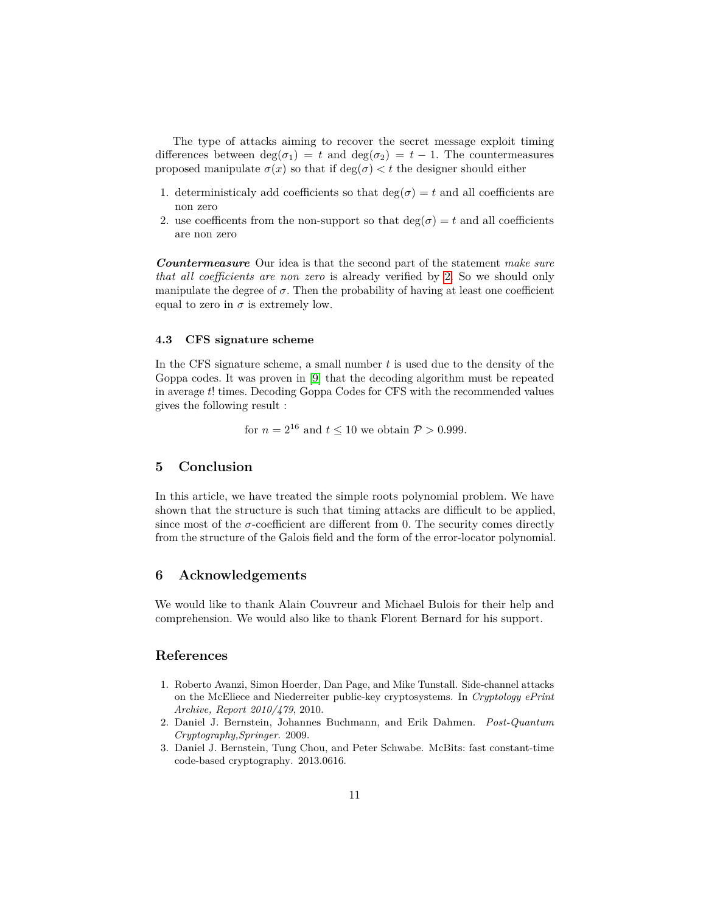The type of attacks aiming to recover the secret message exploit timing differences between $\deg(\sigma_1) = t$ and $\deg(\sigma_2) = t - 1$. The countermeasures proposed manipulate $\sigma(x)$ so that if $\deg(\sigma) < t$ the designer should either

1. deterministicaly add coefficients so that $\deg(\sigma) = t$ and all coefficients are non zero
2. use coefficents from the non-support so that $\deg(\sigma) = t$ and all coefficients are non zero

***Countermeasure*** Our idea is that the second part of the statement *make sure that all coefficients are non zero* is already verified by 2. So we should only manipulate the degree of $\sigma$. Then the probability of having at least one coefficient equal to zero in $\sigma$ is extremely low.

### 4.3 CFS signature scheme

In the CFS signature scheme, a small number $t$ is used due to the density of the Goppa codes. It was proven in [9] that the decoding algorithm must be repeated in average $t!$ times. Decoding Goppa Codes for CFS with the recommended values gives the following result :

$$\text{for } n = 2^{16} \text{ and } t \leq 10 \text{ we obtain } \mathcal{P} > 0.999.$$

## 5 Conclusion

In this article, we have treated the simple roots polynomial problem. We have shown that the structure is such that timing attacks are difficult to be applied, since most of the $\sigma$-coefficient are different from 0. The security comes directly from the structure of the Galois field and the form of the error-locator polynomial.

## 6 Acknowledgements

We would like to thank Alain Couvreur and Michael Bulois for their help and comprehension. We would also like to thank Florent Bernard for his support.

## References

1. Roberto Avanzi, Simon Hoerder, Dan Page, and Mike Tunstall. Side-channel attacks on the McEliece and Niederreiter public-key cryptosystems. In *Cryptology ePrint Archive, Report 2010/479*, 2010.
2. Daniel J. Bernstein, Johannes Buchmann, and Erik Dahmen. *Post-Quantum Cryptography,Springer*. 2009.
3. Daniel J. Bernstein, Tung Chou, and Peter Schwabe. McBits: fast constant-time code-based cryptography. 2013.0616.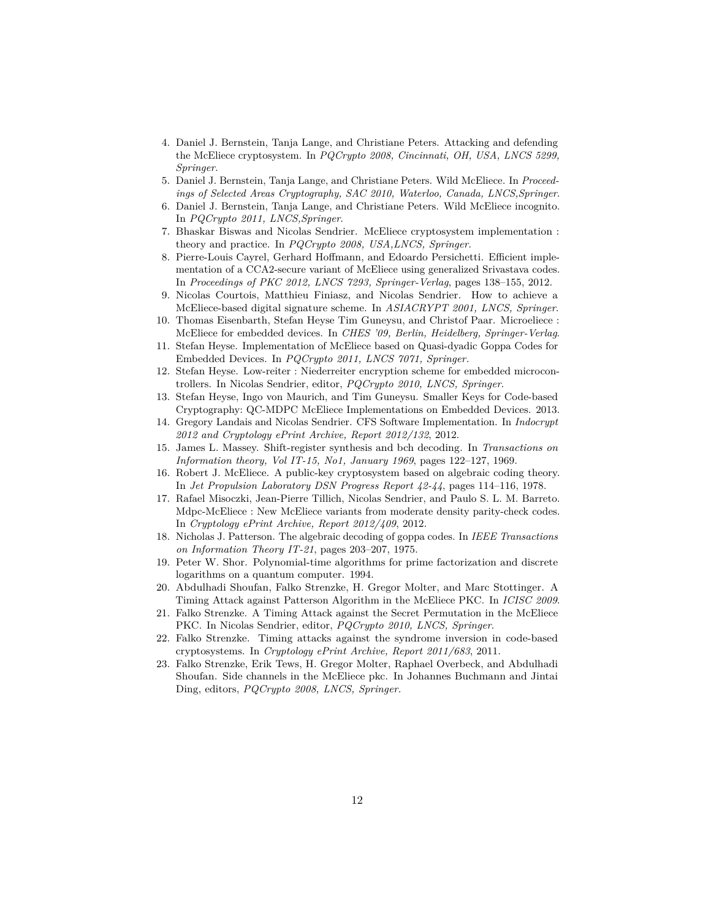4. Daniel J. Bernstein, Tanja Lange, and Christiane Peters. Attacking and defending the McEliece cryptosystem. In *PQCrypto 2008, Cincinnati, OH, USA, LNCS 5299, Springer*.
5. Daniel J. Bernstein, Tanja Lange, and Christiane Peters. Wild McEliece. In *Proceedings of Selected Areas Cryptography, SAC 2010, Waterloo, Canada, LNCS,Springer*.
6. Daniel J. Bernstein, Tanja Lange, and Christiane Peters. Wild McEliece incognito. In *PQCrypto 2011, LNCS,Springer*.
7. Bhaskar Biswas and Nicolas Sendrier. McEliece cryptosystem implementation : theory and practice. In *PQCrypto 2008, USA,LNCS, Springer*.
8. Pierre-Louis Cayrel, Gerhard Hoffmann, and Edoardo Persichetti. Efficient implementation of a CCA2-secure variant of McEliece using generalized Srivastava codes. In *Proceedings of PKC 2012, LNCS 7293, Springer-Verlag*, pages 138–155, 2012.
9. Nicolas Courtois, Matthieu Finiasz, and Nicolas Sendrier. How to achieve a McEliece-based digital signature scheme. In *ASIACRYPT 2001, LNCS, Springer*.
10. Thomas Eisenbarth, Stefan Heyse Tim Guneysu, and Christof Paar. Microeliece : McEliece for embedded devices. In *CHES '09, Berlin, Heidelberg, Springer-Verlag*.
11. Stefan Heyse. Implementation of McEliece based on Quasi-dyadic Goppa Codes for Embedded Devices. In *PQCrypto 2011, LNCS 7071, Springer*.
12. Stefan Heyse. Low-reiter : Niederreiter encryption scheme for embedded microcontrollers. In Nicolas Sendrier, editor, *PQCrypto 2010, LNCS, Springer*.
13. Stefan Heyse, Ingo von Maurich, and Tim Guneysu. Smaller Keys for Code-based Cryptography: QC-MDPC McEliece Implementations on Embedded Devices. 2013.
14. Gregory Landais and Nicolas Sendrier. CFS Software Implementation. In *Indocrypt 2012 and Cryptology ePrint Archive, Report 2012/132*, 2012.
15. James L. Massey. Shift-register synthesis and bch decoding. In *Transactions on Information theory, Vol IT-15, No1, January 1969*, pages 122–127, 1969.
16. Robert J. McEliece. A public-key cryptosystem based on algebraic coding theory. In *Jet Propulsion Laboratory DSN Progress Report 42-44*, pages 114–116, 1978.
17. Rafael Misoczki, Jean-Pierre Tillich, Nicolas Sendrier, and Paulo S. L. M. Barreto. Mdpc-McEliece : New McEliece variants from moderate density parity-check codes. In *Cryptology ePrint Archive, Report 2012/409*, 2012.
18. Nicholas J. Patterson. The algebraic decoding of goppa codes. In *IEEE Transactions on Information Theory IT-21*, pages 203–207, 1975.
19. Peter W. Shor. Polynomial-time algorithms for prime factorization and discrete logarithms on a quantum computer. 1994.
20. Abdulhadi Shoufan, Falko Strenzke, H. Gregor Molter, and Marc Stottinger. A Timing Attack against Patterson Algorithm in the McEliece PKC. In *ICISC 2009*.
21. Falko Strenzke. A Timing Attack against the Secret Permutation in the McEliece PKC. In Nicolas Sendrier, editor, *PQCrypto 2010, LNCS, Springer*.
22. Falko Strenzke. Timing attacks against the syndrome inversion in code-based cryptosystems. In *Cryptology ePrint Archive, Report 2011/683*, 2011.
23. Falko Strenzke, Erik Tews, H. Gregor Molter, Raphael Overbeck, and Abdulhadi Shoufan. Side channels in the McEliece pkc. In Johannes Buchmann and Jintai Ding, editors, *PQCrypto 2008*, *LNCS, Springer*.